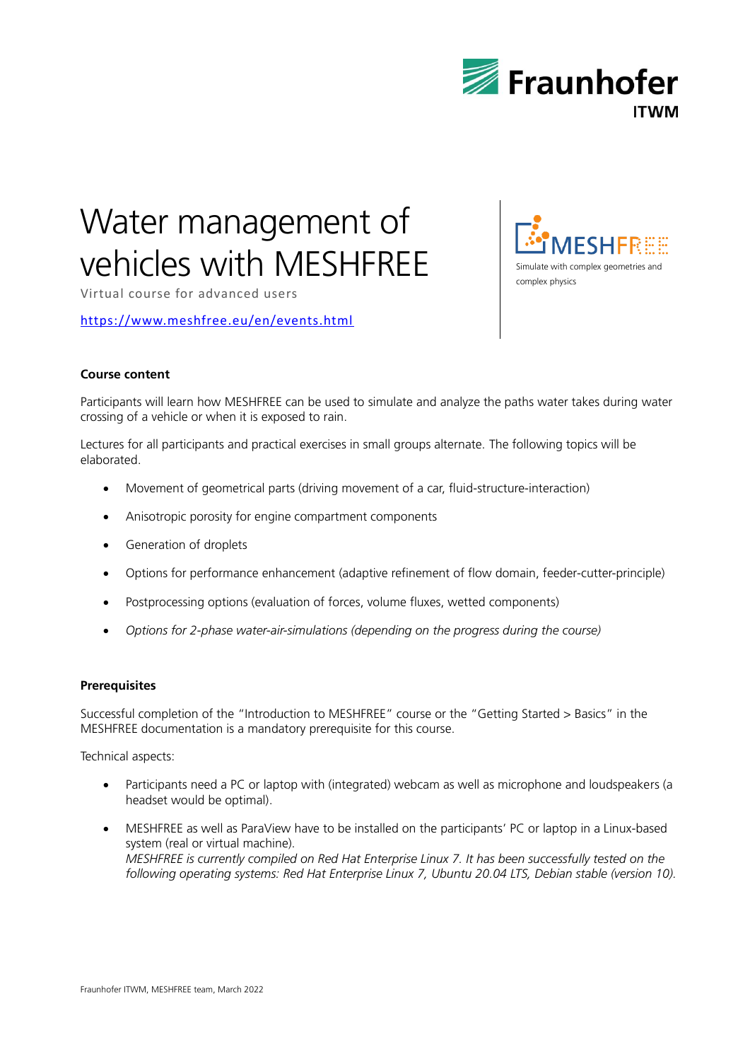# Water management of vehicles with MESHFREE

Virtual course for advanced users

https://www.meshfree.eu/en/events.html

MESHFREE

Simulate with complex geometries and complex physics

**Course content**

Participants will learn how MESHFREE can be used to simulate and analyze the paths water takes during water crossing of a vehicle or when it is exposed to rain.

Lectures for all participants and practical exercises in small groups alternate. The following topics will be elaborated.

- Movement of geometrical parts (driving movement of a car, fluid-structure-interaction)
- Anisotropic porosity for engine compartment components
- Generation of droplets
- Options for performance enhancement (adaptive refinement of flow domain, feeder-cutter-principle)
- Postprocessing options (evaluation of forces, volume fluxes, wetted components)
- *Options for 2-phase water-air-simulations (depending on the progress during the course)*

**Prerequisites**

Successful completion of the "Introduction to MESHFREE" course or the "Getting Started > Basics" in the MESHFREE documentation is a mandatory prerequisite for this course.

Technical aspects:

- Participants need a PC or laptop with (integrated) webcam as well as microphone and loudspeakers (a headset would be optimal).
- MESHFREE as well as ParaView have to be installed on the participants' PC or laptop in a Linux-based system (real or virtual machine).
  *MESHFREE is currently compiled on Red Hat Enterprise Linux 7. It has been successfully tested on the following operating systems: Red Hat Enterprise Linux 7, Ubuntu 20.04 LTS, Debian stable (version 10).*

Fraunhofer ITWM, MESHFREE team, March 2022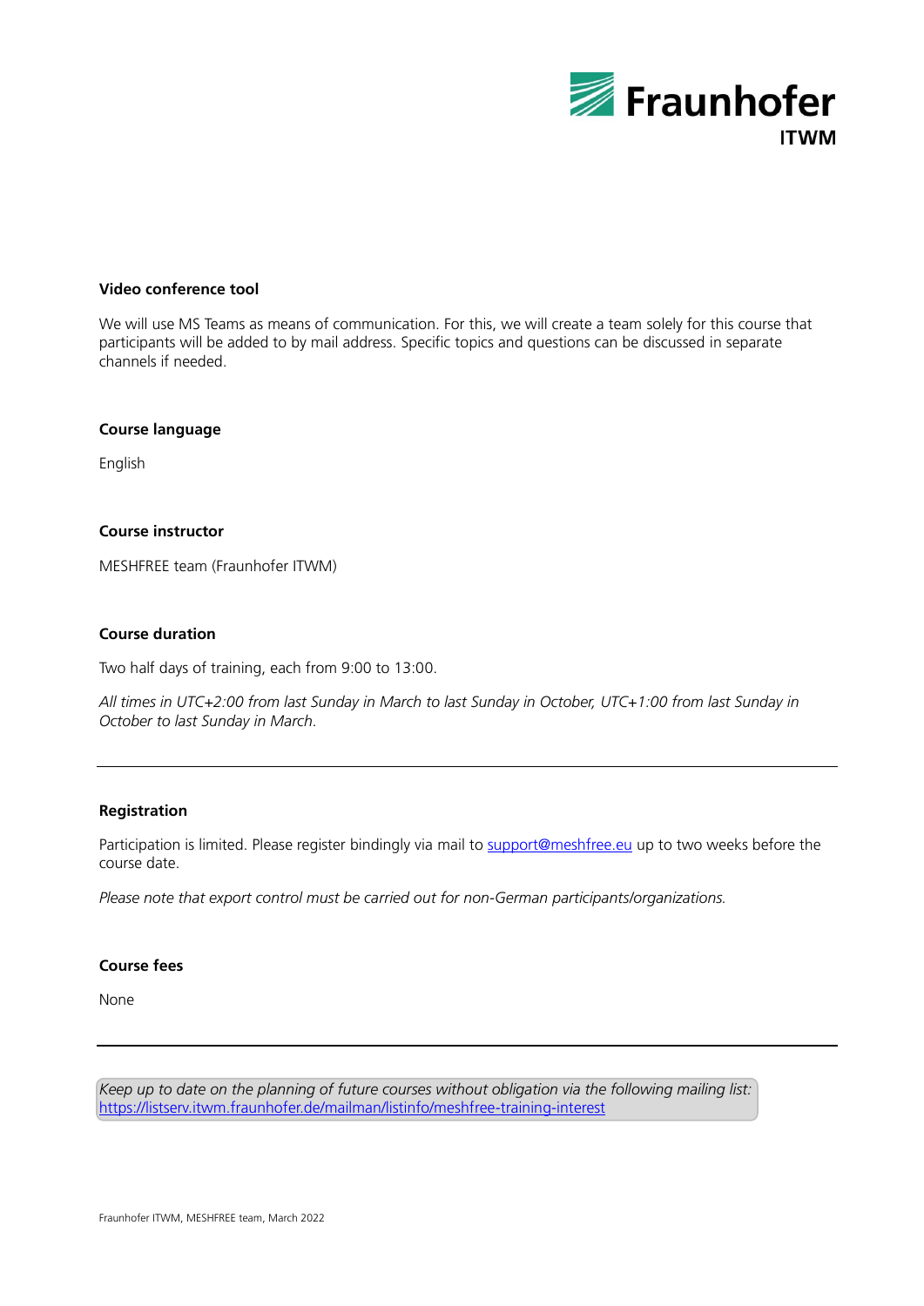### Video conference tool

We will use MS Teams as means of communication. For this, we will create a team solely for this course that participants will be added to by mail address. Specific topics and questions can be discussed in separate channels if needed.

### Course language

English

### Course instructor

MESHFREE team (Fraunhofer ITWM)

### Course duration

Two half days of training, each from 9:00 to 13:00.

*All times in UTC+2:00 from last Sunday in March to last Sunday in October, UTC+1:00 from last Sunday in October to last Sunday in March.*

---

### Registration

Participation is limited. Please register bindingly via mail to [support@meshfree.eu](mailto:support@meshfree.eu) up to two weeks before the course date.

*Please note that export control must be carried out for non-German participants/organizations.*

### Course fees

None

---

*Keep up to date on the planning of future courses without obligation via the following mailing list:*
[https://listserv.itwm.fraunhofer.de/mailman/listinfo/meshfree-training-interest](https://listserv.itwm.fraunhofer.de/mailman/listinfo/meshfree-training-interest)

Fraunhofer ITWM, MESHFREE team, March 2022